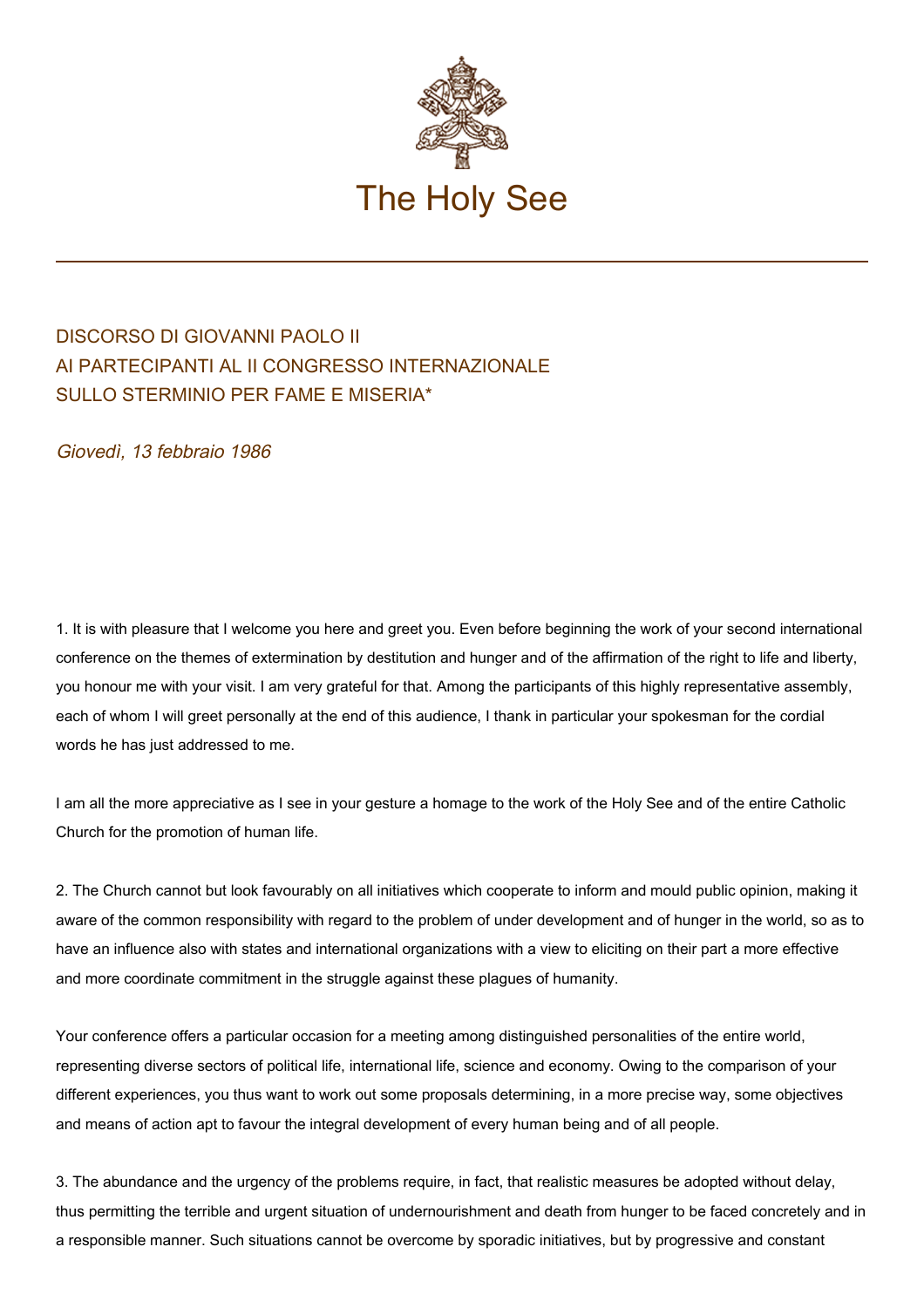# The Holy See

## DISCORSO DI GIOVANNI PAOLO II
## AI PARTECIPANTI AL II CONGRESSO INTERNAZIONALE
## SULLO STERMINIO PER FAME E MISERIA*

*Giovedì, 13 febbraio 1986*

1. It is with pleasure that I welcome you here and greet you. Even before beginning the work of your second international conference on the themes of extermination by destitution and hunger and of the affirmation of the right to life and liberty, you honour me with your visit. I am very grateful for that. Among the participants of this highly representative assembly, each of whom I will greet personally at the end of this audience, I thank in particular your spokesman for the cordial words he has just addressed to me.

I am all the more appreciative as I see in your gesture a homage to the work of the Holy See and of the entire Catholic Church for the promotion of human life.

2. The Church cannot but look favourably on all initiatives which cooperate to inform and mould public opinion, making it aware of the common responsibility with regard to the problem of under development and of hunger in the world, so as to have an influence also with states and international organizations with a view to eliciting on their part a more effective and more coordinate commitment in the struggle against these plagues of humanity.

Your conference offers a particular occasion for a meeting among distinguished personalities of the entire world, representing diverse sectors of political life, international life, science and economy. Owing to the comparison of your different experiences, you thus want to work out some proposals determining, in a more precise way, some objectives and means of action apt to favour the integral development of every human being and of all people.

3. The abundance and the urgency of the problems require, in fact, that realistic measures be adopted without delay, thus permitting the terrible and urgent situation of undernourishment and death from hunger to be faced concretely and in a responsible manner. Such situations cannot be overcome by sporadic initiatives, but by progressive and constant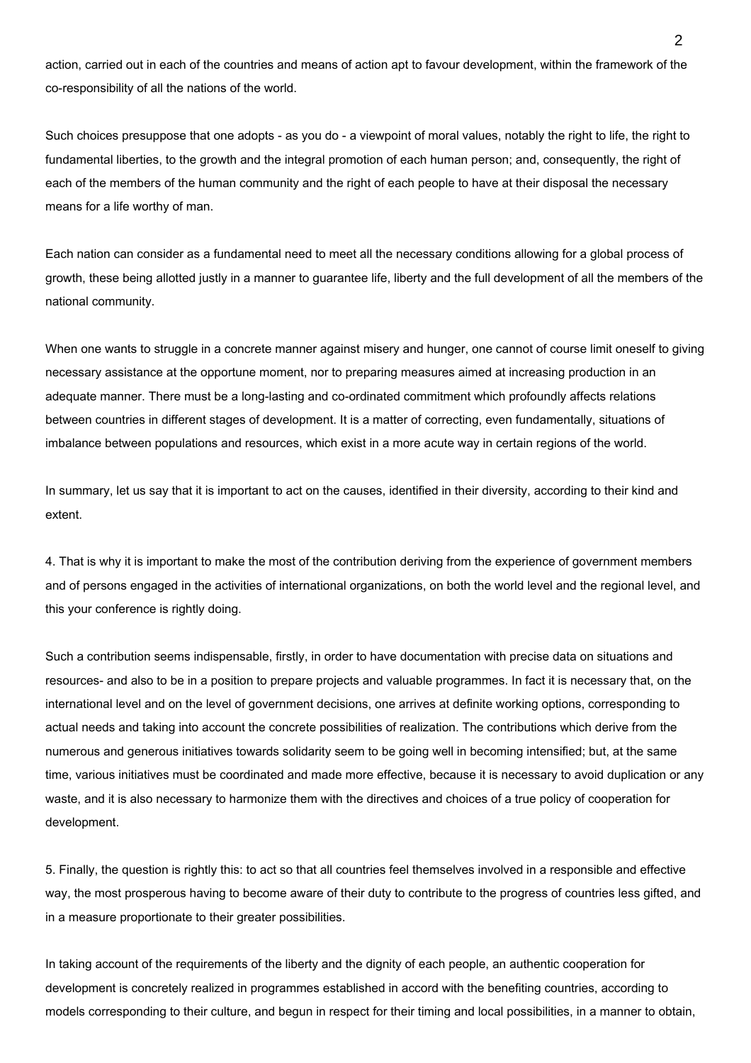action, carried out in each of the countries and means of action apt to favour development, within the framework of the co-responsibility of all the nations of the world.

Such choices presuppose that one adopts - as you do - a viewpoint of moral values, notably the right to life, the right to fundamental liberties, to the growth and the integral promotion of each human person; and, consequently, the right of each of the members of the human community and the right of each people to have at their disposal the necessary means for a life worthy of man.

Each nation can consider as a fundamental need to meet all the necessary conditions allowing for a global process of growth, these being allotted justly in a manner to guarantee life, liberty and the full development of all the members of the national community.

When one wants to struggle in a concrete manner against misery and hunger, one cannot of course limit oneself to giving necessary assistance at the opportune moment, nor to preparing measures aimed at increasing production in an adequate manner. There must be a long-lasting and co-ordinated commitment which profoundly affects relations between countries in different stages of development. It is a matter of correcting, even fundamentally, situations of imbalance between populations and resources, which exist in a more acute way in certain regions of the world.

In summary, let us say that it is important to act on the causes, identified in their diversity, according to their kind and extent.

4. That is why it is important to make the most of the contribution deriving from the experience of government members and of persons engaged in the activities of international organizations, on both the world level and the regional level, and this your conference is rightly doing.

Such a contribution seems indispensable, firstly, in order to have documentation with precise data on situations and resources- and also to be in a position to prepare projects and valuable programmes. In fact it is necessary that, on the international level and on the level of government decisions, one arrives at definite working options, corresponding to actual needs and taking into account the concrete possibilities of realization. The contributions which derive from the numerous and generous initiatives towards solidarity seem to be going well in becoming intensified; but, at the same time, various initiatives must be coordinated and made more effective, because it is necessary to avoid duplication or any waste, and it is also necessary to harmonize them with the directives and choices of a true policy of cooperation for development.

5. Finally, the question is rightly this: to act so that all countries feel themselves involved in a responsible and effective way, the most prosperous having to become aware of their duty to contribute to the progress of countries less gifted, and in a measure proportionate to their greater possibilities.

In taking account of the requirements of the liberty and the dignity of each people, an authentic cooperation for development is concretely realized in programmes established in accord with the benefiting countries, according to models corresponding to their culture, and begun in respect for their timing and local possibilities, in a manner to obtain,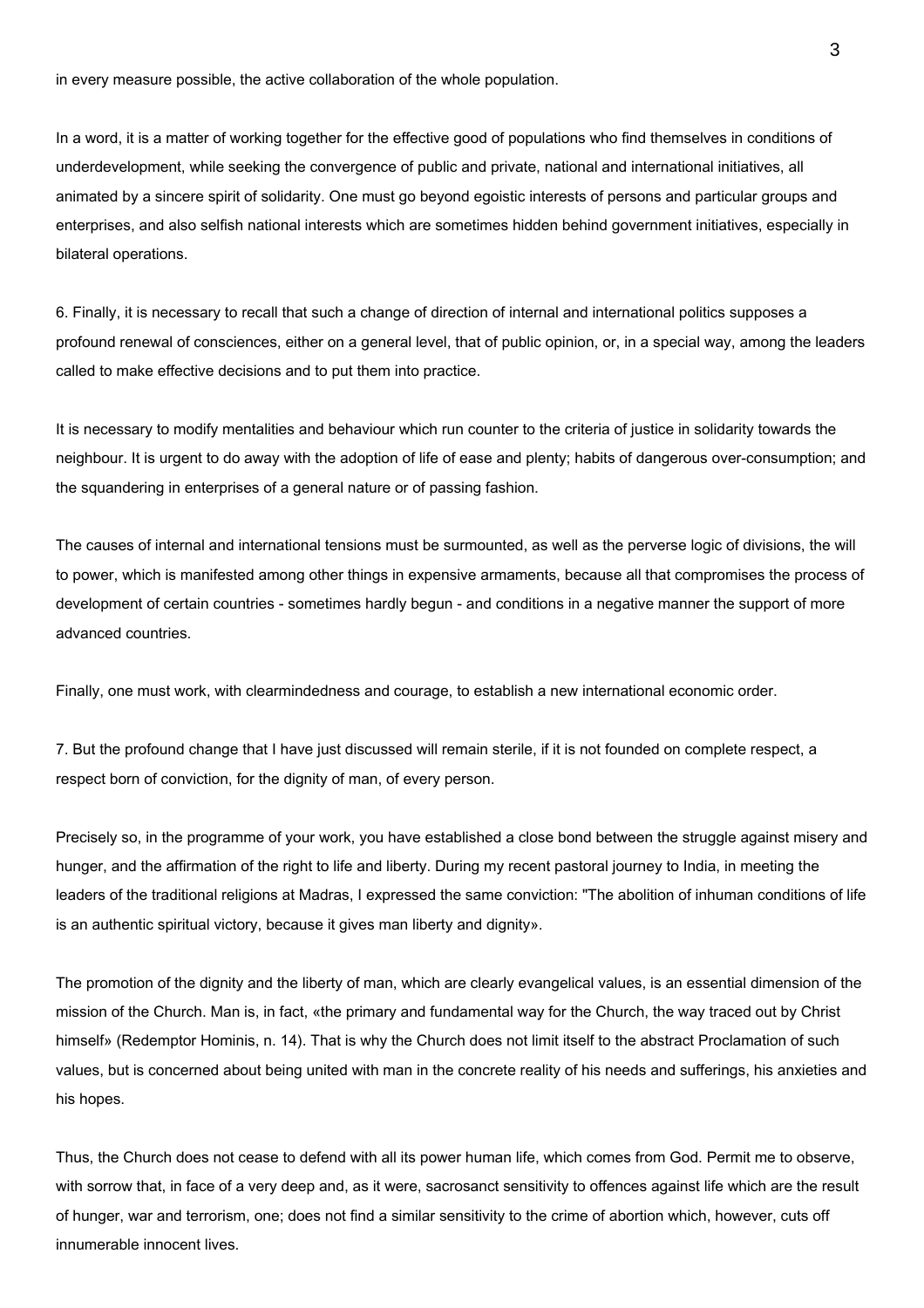in every measure possible, the active collaboration of the whole population.

In a word, it is a matter of working together for the effective good of populations who find themselves in conditions of underdevelopment, while seeking the convergence of public and private, national and international initiatives, all animated by a sincere spirit of solidarity. One must go beyond egoistic interests of persons and particular groups and enterprises, and also selfish national interests which are sometimes hidden behind government initiatives, especially in bilateral operations.

6. Finally, it is necessary to recall that such a change of direction of internal and international politics supposes a profound renewal of consciences, either on a general level, that of public opinion, or, in a special way, among the leaders called to make effective decisions and to put them into practice.

It is necessary to modify mentalities and behaviour which run counter to the criteria of justice in solidarity towards the neighbour. It is urgent to do away with the adoption of life of ease and plenty; habits of dangerous over-consumption; and the squandering in enterprises of a general nature or of passing fashion.

The causes of internal and international tensions must be surmounted, as well as the perverse logic of divisions, the will to power, which is manifested among other things in expensive armaments, because all that compromises the process of development of certain countries - sometimes hardly begun - and conditions in a negative manner the support of more advanced countries.

Finally, one must work, with clearmindedness and courage, to establish a new international economic order.

7. But the profound change that I have just discussed will remain sterile, if it is not founded on complete respect, a respect born of conviction, for the dignity of man, of every person.

Precisely so, in the programme of your work, you have established a close bond between the struggle against misery and hunger, and the affirmation of the right to life and liberty. During my recent pastoral journey to India, in meeting the leaders of the traditional religions at Madras, I expressed the same conviction: "The abolition of inhuman conditions of life is an authentic spiritual victory, because it gives man liberty and dignity».

The promotion of the dignity and the liberty of man, which are clearly evangelical values, is an essential dimension of the mission of the Church. Man is, in fact, «the primary and fundamental way for the Church, the way traced out by Christ himself» (Redemptor Hominis, n. 14). That is why the Church does not limit itself to the abstract Proclamation of such values, but is concerned about being united with man in the concrete reality of his needs and sufferings, his anxieties and his hopes.

Thus, the Church does not cease to defend with all its power human life, which comes from God. Permit me to observe, with sorrow that, in face of a very deep and, as it were, sacrosanct sensitivity to offences against life which are the result of hunger, war and terrorism, one; does not find a similar sensitivity to the crime of abortion which, however, cuts off innumerable innocent lives.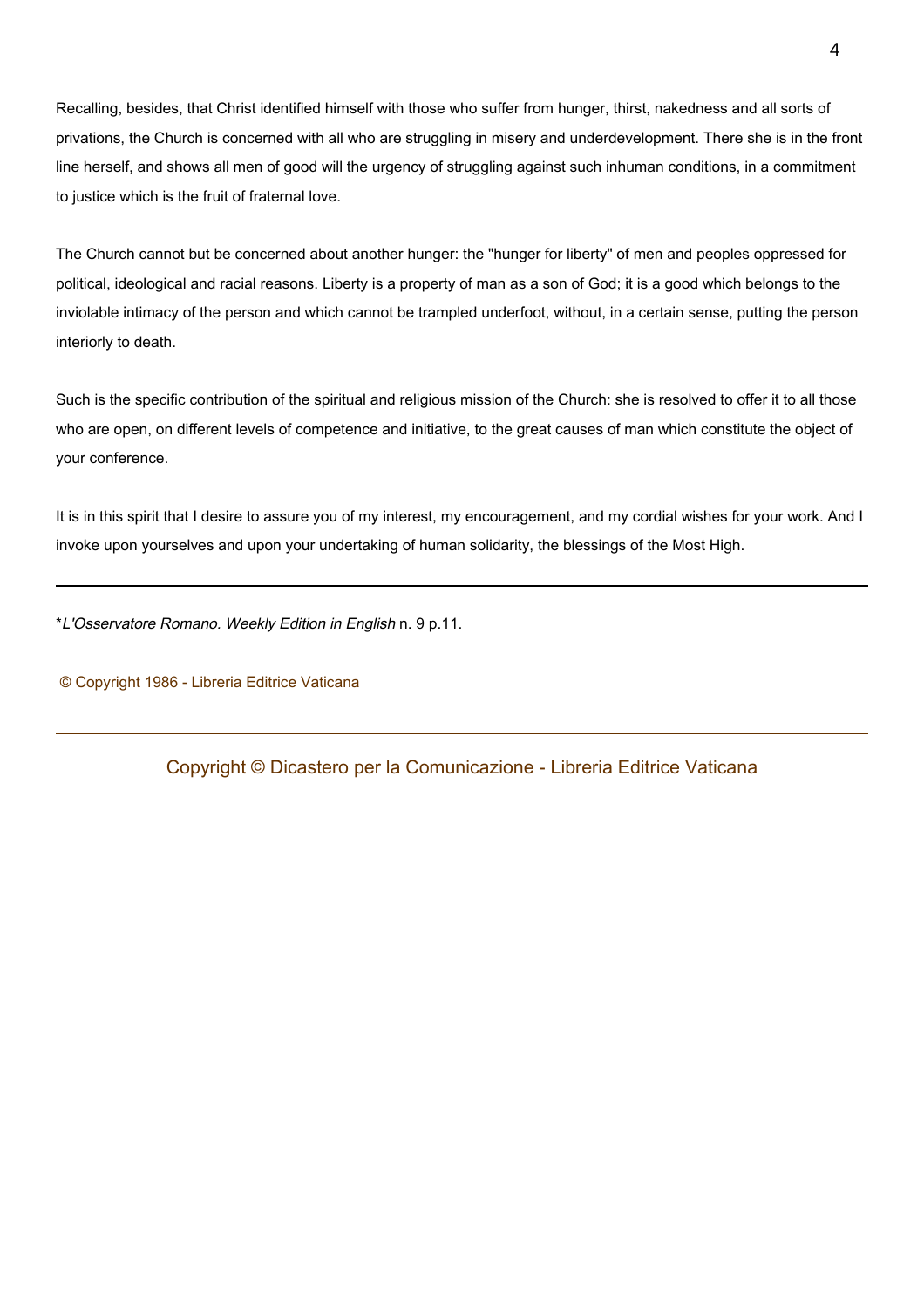Recalling, besides, that Christ identified himself with those who suffer from hunger, thirst, nakedness and all sorts of privations, the Church is concerned with all who are struggling in misery and underdevelopment. There she is in the front line herself, and shows all men of good will the urgency of struggling against such inhuman conditions, in a commitment to justice which is the fruit of fraternal love.

The Church cannot but be concerned about another hunger: the "hunger for liberty" of men and peoples oppressed for political, ideological and racial reasons. Liberty is a property of man as a son of God; it is a good which belongs to the inviolable intimacy of the person and which cannot be trampled underfoot, without, in a certain sense, putting the person interiorly to death.

Such is the specific contribution of the spiritual and religious mission of the Church: she is resolved to offer it to all those who are open, on different levels of competence and initiative, to the great causes of man which constitute the object of your conference.

It is in this spirit that I desire to assure you of my interest, my encouragement, and my cordial wishes for your work. And I invoke upon yourselves and upon your undertaking of human solidarity, the blessings of the Most High.

---

*\*L'Osservatore Romano. Weekly Edition in English* n. 9 p.11.

© Copyright 1986 - Libreria Editrice Vaticana

---

Copyright © Dicastero per la Comunicazione - Libreria Editrice Vaticana